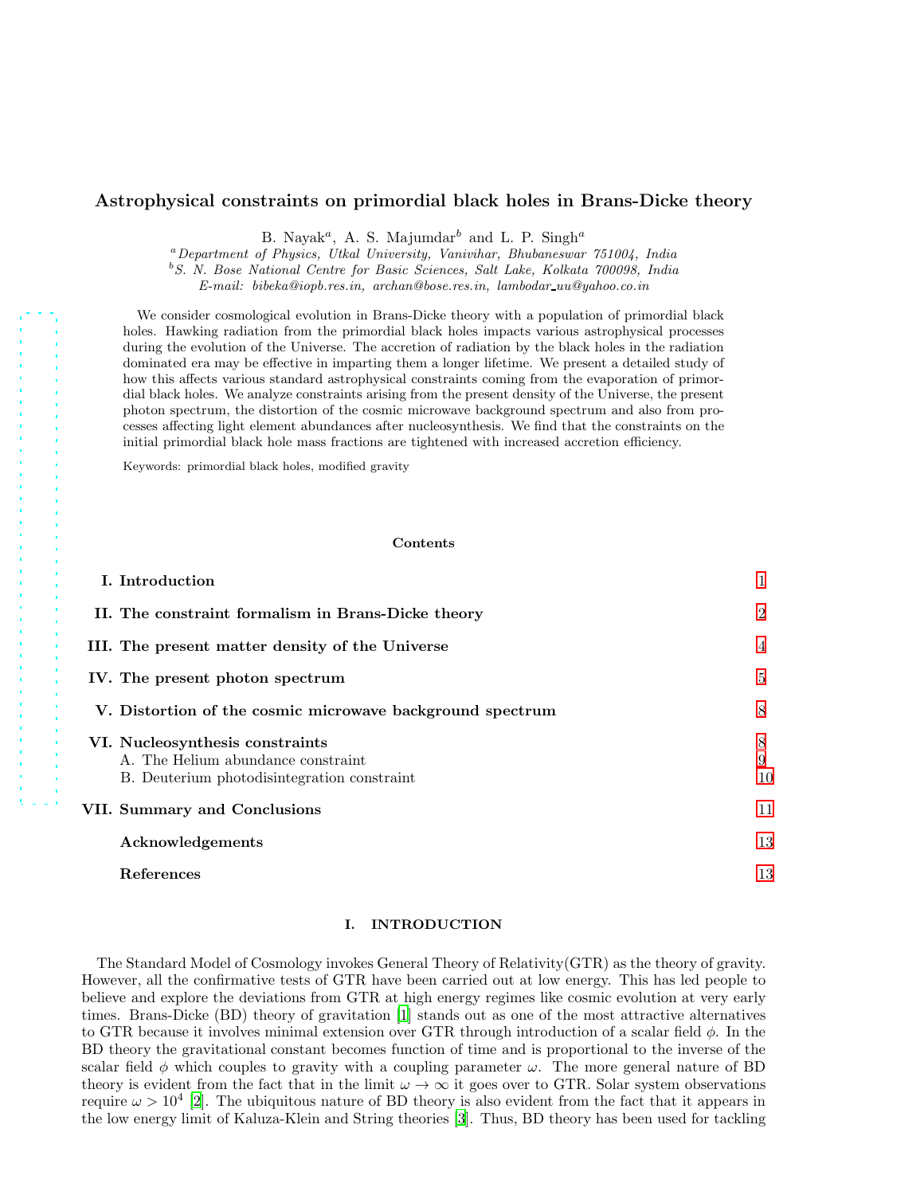# Astrophysical constraints on primordial black holes in Brans-Dicke theory

B. Nayak[a], A. S. Majumdar[b] and L. P. Singh[a]

[a] *Department of Physics, Utkal University, Vanivihar, Bhubaneswar 751004, India*
[b] *S. N. Bose National Centre for Basic Sciences, Salt Lake, Kolkata 700098, India*
*E-mail: bibeka@iopb.res.in, archan@bose.res.in, lambodar_uu@yahoo.co.in*

We consider cosmological evolution in Brans-Dicke theory with a population of primordial black holes. Hawking radiation from the primordial black holes impacts various astrophysical processes during the evolution of the Universe. The accretion of radiation by the black holes in the radiation dominated era may be effective in imparting them a longer lifetime. We present a detailed study of how this affects various standard astrophysical constraints coming from the evaporation of primordial black holes. We analyze constraints arising from the present density of the Universe, the present photon spectrum, the distortion of the cosmic microwave background spectrum and also from processes affecting light element abundances after nucleosynthesis. We find that the constraints on the initial primordial black hole mass fractions are tightened with increased accretion efficiency.

Keywords: primordial black holes, modified gravity

## Contents

- I. Introduction — 1
- II. The constraint formalism in Brans-Dicke theory — 2
- III. The present matter density of the Universe — 4
- IV. The present photon spectrum — 5
- V. Distortion of the cosmic microwave background spectrum — 8
- VI. Nucleosynthesis constraints — 8
  - A. The Helium abundance constraint — 9
  - B. Deuterium photodisintegration constraint — 10
- VII. Summary and Conclusions — 11
- Acknowledgements — 13
- References — 13

## I. INTRODUCTION

The Standard Model of Cosmology invokes General Theory of Relativity(GTR) as the theory of gravity. However, all the confirmative tests of GTR have been carried out at low energy. This has led people to believe and explore the deviations from GTR at high energy regimes like cosmic evolution at very early times. Brans-Dicke (BD) theory of gravitation [1] stands out as one of the most attractive alternatives to GTR because it involves minimal extension over GTR through introduction of a scalar field $\phi$. In the BD theory the gravitational constant becomes function of time and is proportional to the inverse of the scalar field $\phi$ which couples to gravity with a coupling parameter $\omega$. The more general nature of BD theory is evident from the fact that in the limit $\omega \to \infty$ it goes over to GTR. Solar system observations require $\omega > 10^4$ [2]. The ubiquitous nature of BD theory is also evident from the fact that it appears in the low energy limit of Kaluza-Klein and String theories [3]. Thus, BD theory has been used for tackling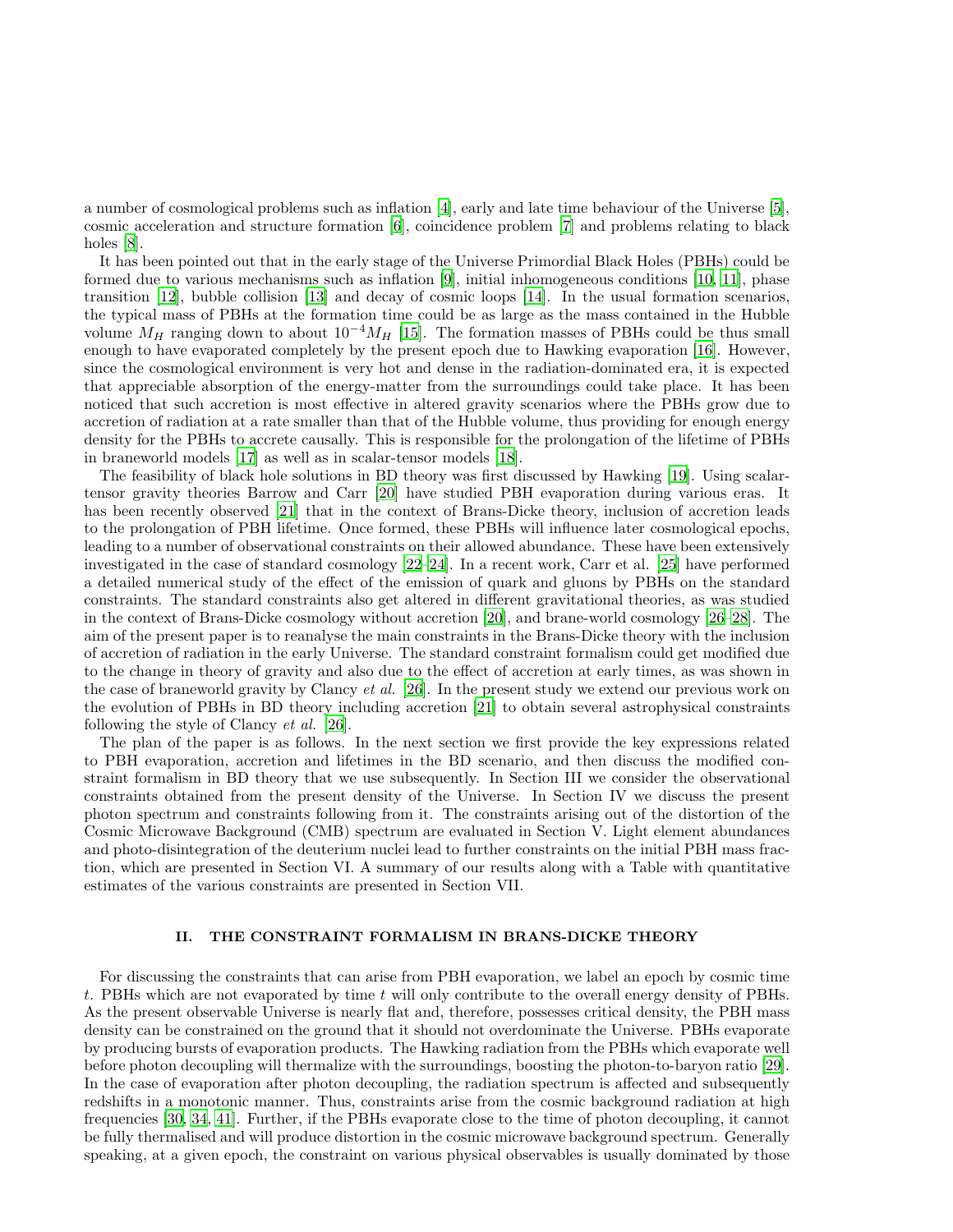a number of cosmological problems such as inflation [4], early and late time behaviour of the Universe [5], cosmic acceleration and structure formation [6], coincidence problem [7] and problems relating to black holes [8].

It has been pointed out that in the early stage of the Universe Primordial Black Holes (PBHs) could be formed due to various mechanisms such as inflation [9], initial inhomogeneous conditions [10, 11], phase transition [12], bubble collision [13] and decay of cosmic loops [14]. In the usual formation scenarios, the typical mass of PBHs at the formation time could be as large as the mass contained in the Hubble volume $M_H$ ranging down to about $10^{-4}M_H$ [15]. The formation masses of PBHs could be thus small enough to have evaporated completely by the present epoch due to Hawking evaporation [16]. However, since the cosmological environment is very hot and dense in the radiation-dominated era, it is expected that appreciable absorption of the energy-matter from the surroundings could take place. It has been noticed that such accretion is most effective in altered gravity scenarios where the PBHs grow due to accretion of radiation at a rate smaller than that of the Hubble volume, thus providing for enough energy density for the PBHs to accrete causally. This is responsible for the prolongation of the lifetime of PBHs in braneworld models [17] as well as in scalar-tensor models [18].

The feasibility of black hole solutions in BD theory was first discussed by Hawking [19]. Using scalar-tensor gravity theories Barrow and Carr [20] have studied PBH evaporation during various eras. It has been recently observed [21] that in the context of Brans-Dicke theory, inclusion of accretion leads to the prolongation of PBH lifetime. Once formed, these PBHs will influence later cosmological epochs, leading to a number of observational constraints on their allowed abundance. These have been extensively investigated in the case of standard cosmology [22–24]. In a recent work, Carr et al. [25] have performed a detailed numerical study of the effect of the emission of quark and gluons by PBHs on the standard constraints. The standard constraints also get altered in different gravitational theories, as was studied in the context of Brans-Dicke cosmology without accretion [20], and brane-world cosmology [26–28]. The aim of the present paper is to reanalyse the main constraints in the Brans-Dicke theory with the inclusion of accretion of radiation in the early Universe. The standard constraint formalism could get modified due to the change in theory of gravity and also due to the effect of accretion at early times, as was shown in the case of braneworld gravity by Clancy *et al.* [26]. In the present study we extend our previous work on the evolution of PBHs in BD theory including accretion [21] to obtain several astrophysical constraints following the style of Clancy *et al.* [26].

The plan of the paper is as follows. In the next section we first provide the key expressions related to PBH evaporation, accretion and lifetimes in the BD scenario, and then discuss the modified constraint formalism in BD theory that we use subsequently. In Section III we consider the observational constraints obtained from the present density of the Universe. In Section IV we discuss the present photon spectrum and constraints following from it. The constraints arising out of the distortion of the Cosmic Microwave Background (CMB) spectrum are evaluated in Section V. Light element abundances and photo-disintegration of the deuterium nuclei lead to further constraints on the initial PBH mass fraction, which are presented in Section VI. A summary of our results along with a Table with quantitative estimates of the various constraints are presented in Section VII.

## II. THE CONSTRAINT FORMALISM IN BRANS-DICKE THEORY

For discussing the constraints that can arise from PBH evaporation, we label an epoch by cosmic time $t$. PBHs which are not evaporated by time $t$ will only contribute to the overall energy density of PBHs. As the present observable Universe is nearly flat and, therefore, possesses critical density, the PBH mass density can be constrained on the ground that it should not overdominate the Universe. PBHs evaporate by producing bursts of evaporation products. The Hawking radiation from the PBHs which evaporate well before photon decoupling will thermalize with the surroundings, boosting the photon-to-baryon ratio [29]. In the case of evaporation after photon decoupling, the radiation spectrum is affected and subsequently redshifts in a monotonic manner. Thus, constraints arise from the cosmic background radiation at high frequencies [30, 34, 41]. Further, if the PBHs evaporate close to the time of photon decoupling, it cannot be fully thermalised and will produce distortion in the cosmic microwave background spectrum. Generally speaking, at a given epoch, the constraint on various physical observables is usually dominated by those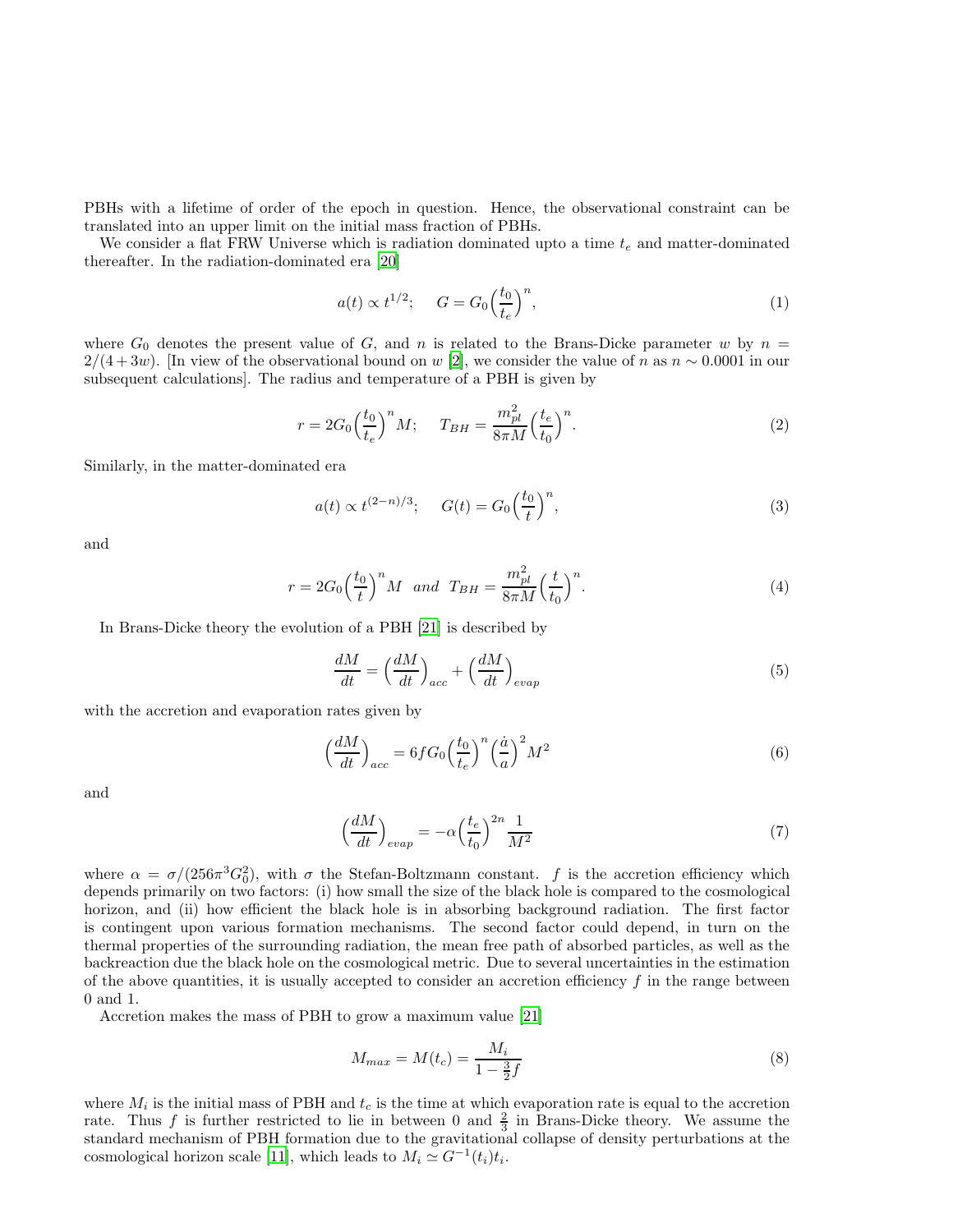PBHs with a lifetime of order of the epoch in question. Hence, the observational constraint can be translated into an upper limit on the initial mass fraction of PBHs.

We consider a flat FRW Universe which is radiation dominated upto a time $t_e$ and matter-dominated thereafter. In the radiation-dominated era [20]

$$a(t) \propto t^{1/2}; \quad G = G_0 \Big(\frac{t_0}{t_e}\Big)^n, \tag{1}$$

where $G_0$ denotes the present value of $G$, and $n$ is related to the Brans-Dicke parameter $w$ by $n = 2/(4+3w)$. [In view of the observational bound on $w$ [2], we consider the value of $n$ as $n \sim 0.0001$ in our subsequent calculations]. The radius and temperature of a PBH is given by

$$r = 2G_0 \Big(\frac{t_0}{t_e}\Big)^n M; \quad T_{BH} = \frac{m_{pl}^2}{8\pi M}\Big(\frac{t_e}{t_0}\Big)^n. \tag{2}$$

Similarly, in the matter-dominated era

$$a(t) \propto t^{(2-n)/3}; \quad G(t) = G_0 \Big(\frac{t_0}{t}\Big)^n, \tag{3}$$

and

$$r = 2G_0 \Big(\frac{t_0}{t}\Big)^n M \;\; and \;\; T_{BH} = \frac{m_{pl}^2}{8\pi M}\Big(\frac{t}{t_0}\Big)^n. \tag{4}$$

In Brans-Dicke theory the evolution of a PBH [21] is described by

$$\frac{dM}{dt} = \Big(\frac{dM}{dt}\Big)_{acc} + \Big(\frac{dM}{dt}\Big)_{evap} \tag{5}$$

with the accretion and evaporation rates given by

$$\Big(\frac{dM}{dt}\Big)_{acc} = 6fG_0\Big(\frac{t_0}{t_e}\Big)^n \Big(\frac{\dot{a}}{a}\Big)^2 M^2 \tag{6}$$

and

$$\Big(\frac{dM}{dt}\Big)_{evap} = -\alpha \Big(\frac{t_e}{t_0}\Big)^{2n} \frac{1}{M^2} \tag{7}$$

where $\alpha = \sigma/(256\pi^3 G_0^2)$, with $\sigma$ the Stefan-Boltzmann constant. $f$ is the accretion efficiency which depends primarily on two factors: (i) how small the size of the black hole is compared to the cosmological horizon, and (ii) how efficient the black hole is in absorbing background radiation. The first factor is contingent upon various formation mechanisms. The second factor could depend, in turn on the thermal properties of the surrounding radiation, the mean free path of absorbed particles, as well as the backreaction due the black hole on the cosmological metric. Due to several uncertainties in the estimation of the above quantities, it is usually accepted to consider an accretion efficiency $f$ in the range between 0 and 1.

Accretion makes the mass of PBH to grow a maximum value [21]

$$M_{max} = M(t_c) = \frac{M_i}{1 - \frac{3}{2}f} \tag{8}$$

where $M_i$ is the initial mass of PBH and $t_c$ is the time at which evaporation rate is equal to the accretion rate. Thus $f$ is further restricted to lie in between 0 and $\frac{2}{3}$ in Brans-Dicke theory. We assume the standard mechanism of PBH formation due to the gravitational collapse of density perturbations at the cosmological horizon scale [11], which leads to $M_i \simeq G^{-1}(t_i)t_i$.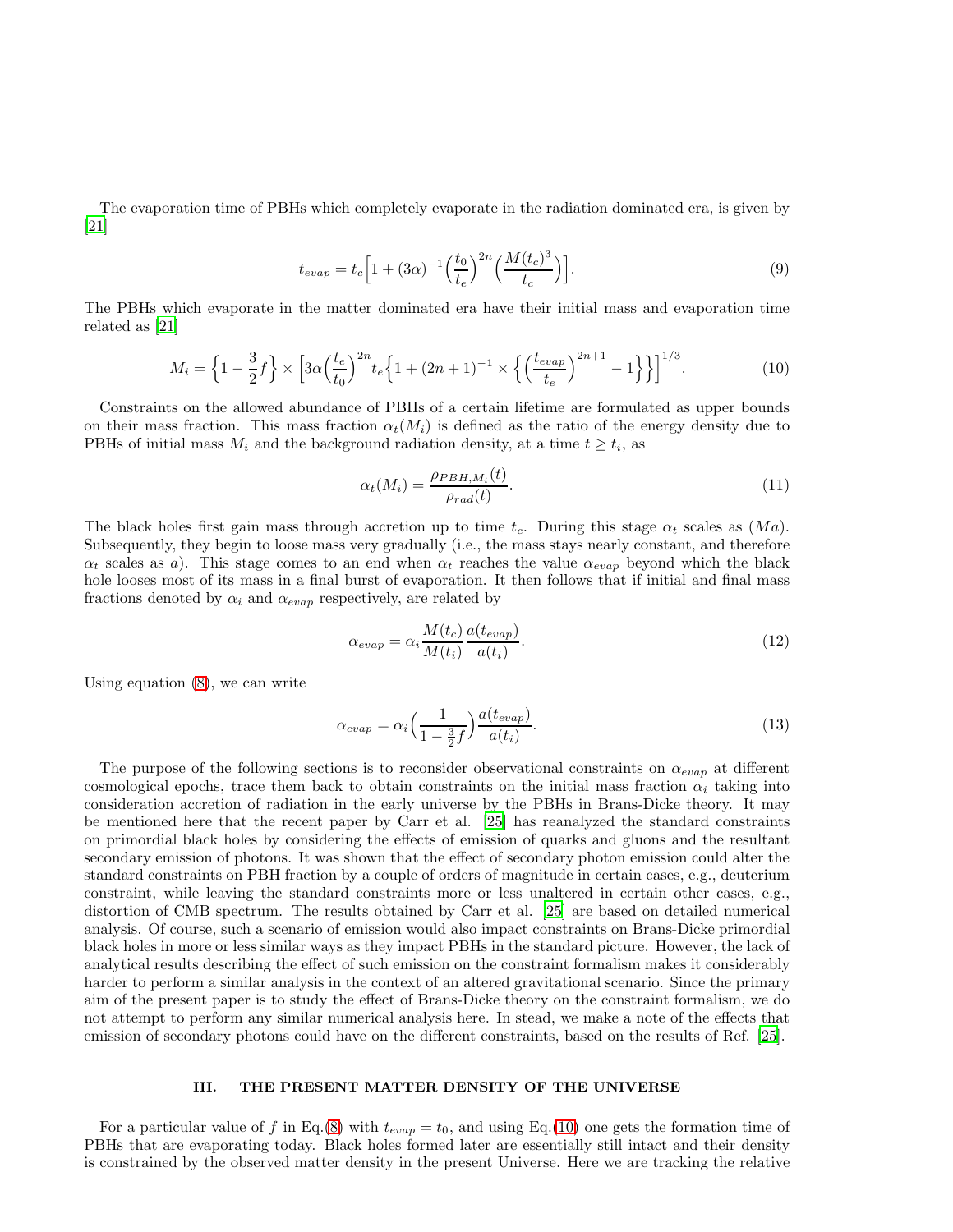The evaporation time of PBHs which completely evaporate in the radiation dominated era, is given by [21]

$$t_{evap} = t_c\Big[1 + (3\alpha)^{-1}\Big(\frac{t_0}{t_e}\Big)^{2n}\Big(\frac{M(t_c)^3}{t_c}\Big)\Big]. \tag{9}$$

The PBHs which evaporate in the matter dominated era have their initial mass and evaporation time related as [21]

$$M_i = \Big\{1 - \frac{3}{2}f\Big\} \times \Big[3\alpha\Big(\frac{t_e}{t_0}\Big)^{2n} t_e\Big\{1 + (2n+1)^{-1} \times \Big\{\Big(\frac{t_{evap}}{t_e}\Big)^{2n+1} - 1\Big\}\Big\}\Big]^{1/3}. \tag{10}$$

Constraints on the allowed abundance of PBHs of a certain lifetime are formulated as upper bounds on their mass fraction. This mass fraction $\alpha_t(M_i)$ is defined as the ratio of the energy density due to PBHs of initial mass $M_i$ and the background radiation density, at a time $t \geq t_i$, as

$$\alpha_t(M_i) = \frac{\rho_{PBH,M_i}(t)}{\rho_{rad}(t)}. \tag{11}$$

The black holes first gain mass through accretion up to time $t_c$. During this stage $\alpha_t$ scales as $(Ma)$. Subsequently, they begin to loose mass very gradually (i.e., the mass stays nearly constant, and therefore $\alpha_t$ scales as $a$). This stage comes to an end when $\alpha_t$ reaches the value $\alpha_{evap}$ beyond which the black hole looses most of its mass in a final burst of evaporation. It then follows that if initial and final mass fractions denoted by $\alpha_i$ and $\alpha_{evap}$ respectively, are related by

$$\alpha_{evap} = \alpha_i \frac{M(t_c)}{M(t_i)}\frac{a(t_{evap})}{a(t_i)}. \tag{12}$$

Using equation (8), we can write

$$\alpha_{evap} = \alpha_i\Big(\frac{1}{1 - \frac{3}{2}f}\Big)\frac{a(t_{evap})}{a(t_i)}. \tag{13}$$

The purpose of the following sections is to reconsider observational constraints on $\alpha_{evap}$ at different cosmological epochs, trace them back to obtain constraints on the initial mass fraction $\alpha_i$ taking into consideration accretion of radiation in the early universe by the PBHs in Brans-Dicke theory. It may be mentioned here that the recent paper by Carr et al. [25] has reanalyzed the standard constraints on primordial black holes by considering the effects of emission of quarks and gluons and the resultant secondary emission of photons. It was shown that the effect of secondary photon emission could alter the standard constraints on PBH fraction by a couple of orders of magnitude in certain cases, e.g., deuterium constraint, while leaving the standard constraints more or less unaltered in certain other cases, e.g., distortion of CMB spectrum. The results obtained by Carr et al. [25] are based on detailed numerical analysis. Of course, such a scenario of emission would also impact constraints on Brans-Dicke primordial black holes in more or less similar ways as they impact PBHs in the standard picture. However, the lack of analytical results describing the effect of such emission on the constraint formalism makes it considerably harder to perform a similar analysis in the context of an altered gravitational scenario. Since the primary aim of the present paper is to study the effect of Brans-Dicke theory on the constraint formalism, we do not attempt to perform any similar numerical analysis here. In stead, we make a note of the effects that emission of secondary photons could have on the different constraints, based on the results of Ref. [25].

## III. THE PRESENT MATTER DENSITY OF THE UNIVERSE

For a particular value of $f$ in Eq.(8) with $t_{evap} = t_0$, and using Eq.(10) one gets the formation time of PBHs that are evaporating today. Black holes formed later are essentially still intact and their density is constrained by the observed matter density in the present Universe. Here we are tracking the relative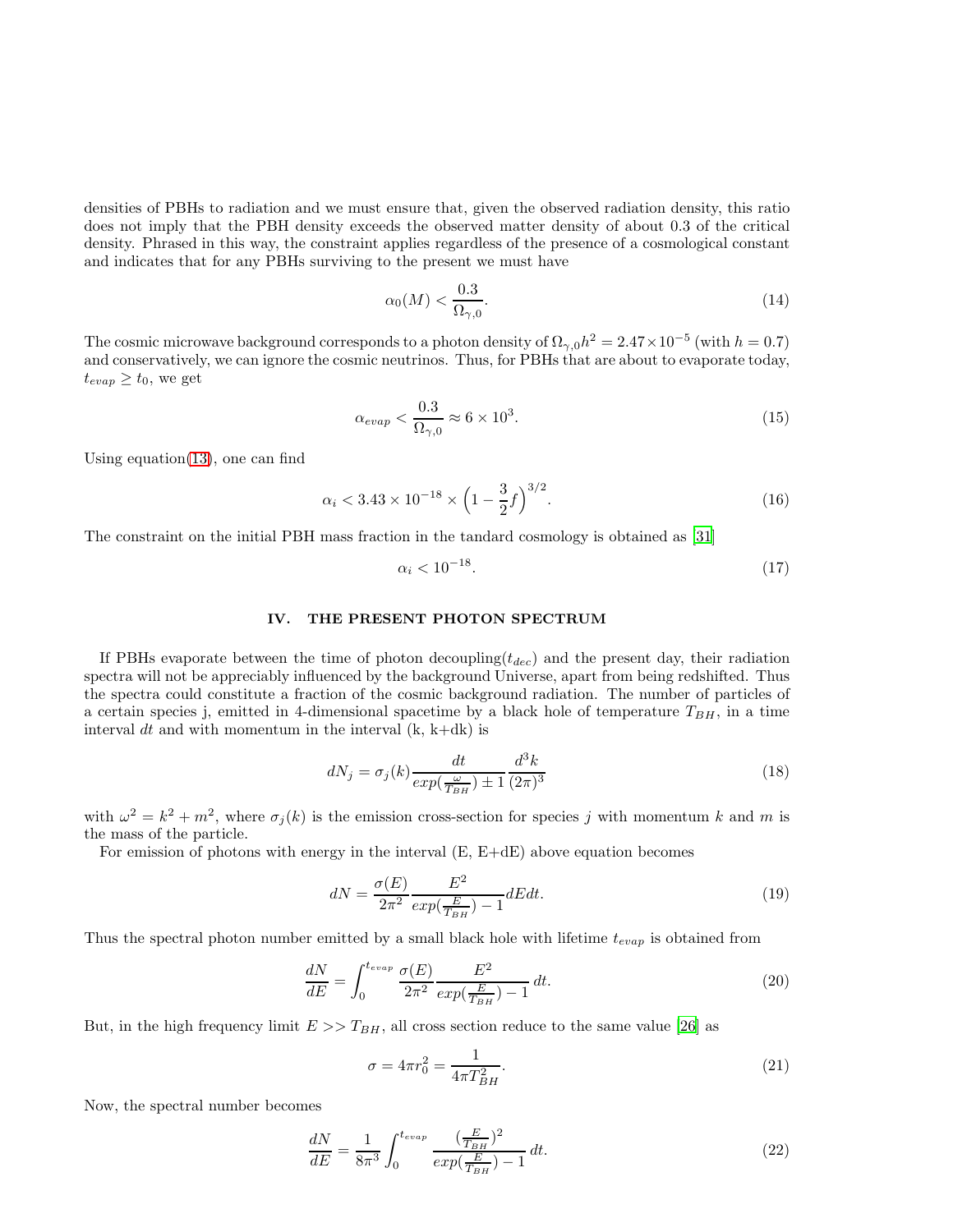densities of PBHs to radiation and we must ensure that, given the observed radiation density, this ratio does not imply that the PBH density exceeds the observed matter density of about 0.3 of the critical density. Phrased in this way, the constraint applies regardless of the presence of a cosmological constant and indicates that for any PBHs surviving to the present we must have

$$\alpha_0(M) < \frac{0.3}{\Omega_{\gamma,0}}. \tag{14}$$

The cosmic microwave background corresponds to a photon density of $\Omega_{\gamma,0}h^2 = 2.47 \times 10^{-5}$ (with $h = 0.7$) and conservatively, we can ignore the cosmic neutrinos. Thus, for PBHs that are about to evaporate today, $t_{evap} \geq t_0$, we get

$$\alpha_{evap} < \frac{0.3}{\Omega_{\gamma,0}} \approx 6 \times 10^3. \tag{15}$$

Using equation(13), one can find

$$\alpha_i < 3.43 \times 10^{-18} \times \left(1 - \frac{3}{2}f\right)^{3/2}. \tag{16}$$

The constraint on the initial PBH mass fraction in the tandard cosmology is obtained as [31]

$$\alpha_i < 10^{-18}. \tag{17}$$

## IV. THE PRESENT PHOTON SPECTRUM

If PBHs evaporate between the time of photon decoupling($t_{dec}$) and the present day, their radiation spectra will not be appreciably influenced by the background Universe, apart from being redshifted. Thus the spectra could constitute a fraction of the cosmic background radiation. The number of particles of a certain species j, emitted in 4-dimensional spacetime by a black hole of temperature $T_{BH}$, in a time interval $dt$ and with momentum in the interval (k, k+dk) is

$$dN_j = \sigma_j(k) \frac{dt}{exp(\frac{\omega}{T_{BH}}) \pm 1} \frac{d^3k}{(2\pi)^3} \tag{18}$$

with $\omega^2 = k^2 + m^2$, where $\sigma_j(k)$ is the emission cross-section for species $j$ with momentum $k$ and $m$ is the mass of the particle.

For emission of photons with energy in the interval (E, E+dE) above equation becomes

$$dN = \frac{\sigma(E)}{2\pi^2} \frac{E^2}{exp(\frac{E}{T_{BH}}) - 1} dE dt. \tag{19}$$

Thus the spectral photon number emitted by a small black hole with lifetime $t_{evap}$ is obtained from

$$\frac{dN}{dE} = \int_0^{t_{evap}} \frac{\sigma(E)}{2\pi^2} \frac{E^2}{exp(\frac{E}{T_{BH}}) - 1}\, dt. \tag{20}$$

But, in the high frequency limit $E >> T_{BH}$, all cross section reduce to the same value [26] as

$$\sigma = 4\pi r_0^2 = \frac{1}{4\pi T_{BH}^2}. \tag{21}$$

Now, the spectral number becomes

$$\frac{dN}{dE} = \frac{1}{8\pi^3} \int_0^{t_{evap}} \frac{(\frac{E}{T_{BH}})^2}{exp(\frac{E}{T_{BH}}) - 1}\, dt. \tag{22}$$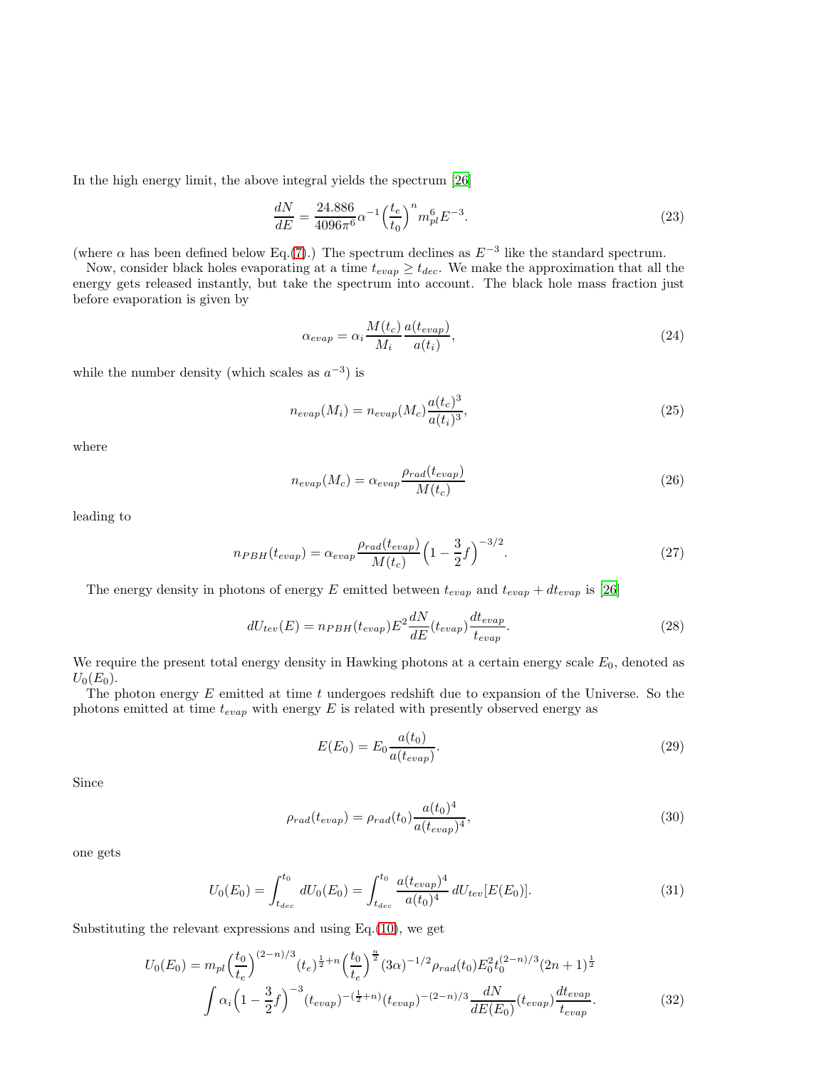In the high energy limit, the above integral yields the spectrum [26]

$$\frac{dN}{dE} = \frac{24.886}{4096\pi^6}\alpha^{-1}\Big(\frac{t_e}{t_0}\Big)^n m_{pl}^6 E^{-3}. \tag{23}$$

(where $\alpha$ has been defined below Eq.(7).) The spectrum declines as $E^{-3}$ like the standard spectrum.

Now, consider black holes evaporating at a time $t_{evap} \geq t_{dec}$. We make the approximation that all the energy gets released instantly, but take the spectrum into account. The black hole mass fraction just before evaporation is given by

$$\alpha_{evap} = \alpha_i \frac{M(t_c)}{M_i}\frac{a(t_{evap})}{a(t_i)}, \tag{24}$$

while the number density (which scales as $a^{-3}$) is

$$n_{evap}(M_i) = n_{evap}(M_c)\frac{a(t_c)^3}{a(t_i)^3}, \tag{25}$$

where

$$n_{evap}(M_c) = \alpha_{evap}\frac{\rho_{rad}(t_{evap})}{M(t_c)} \tag{26}$$

leading to

$$n_{PBH}(t_{evap}) = \alpha_{evap}\frac{\rho_{rad}(t_{evap})}{M(t_c)}\Big(1-\frac{3}{2}f\Big)^{-3/2}. \tag{27}$$

The energy density in photons of energy $E$ emitted between $t_{evap}$ and $t_{evap}+dt_{evap}$ is [26]

$$dU_{tev}(E) = n_{PBH}(t_{evap})E^2\frac{dN}{dE}(t_{evap})\frac{dt_{evap}}{t_{evap}}. \tag{28}$$

We require the present total energy density in Hawking photons at a certain energy scale $E_0$, denoted as $U_0(E_0)$.

The photon energy $E$ emitted at time $t$ undergoes redshift due to expansion of the Universe. So the photons emitted at time $t_{evap}$ with energy $E$ is related with presently observed energy as

$$E(E_0) = E_0\frac{a(t_0)}{a(t_{evap})}. \tag{29}$$

Since

$$\rho_{rad}(t_{evap}) = \rho_{rad}(t_0)\frac{a(t_0)^4}{a(t_{evap})^4}, \tag{30}$$

one gets

$$U_0(E_0) = \int_{t_{dec}}^{t_0} dU_0(E_0) = \int_{t_{dec}}^{t_0}\frac{a(t_{evap})^4}{a(t_0)^4}\,dU_{tev}[E(E_0)]. \tag{31}$$

Substituting the relevant expressions and using Eq.(10), we get

$$U_0(E_0) = m_{pl}\Big(\frac{t_0}{t_e}\Big)^{(2-n)/3}(t_e)^{\frac{1}{2}+n}\Big(\frac{t_0}{t_e}\Big)^{\frac{n}{2}}(3\alpha)^{-1/2}\rho_{rad}(t_0)E_0^2 t_0^{(2-n)/3}(2n+1)^{\frac{1}{2}}$$
$$\int \alpha_i\Big(1-\frac{3}{2}f\Big)^{-3}(t_{evap})^{-(\frac{1}{2}+n)}(t_{evap})^{-(2-n)/3}\frac{dN}{dE(E_0)}(t_{evap})\frac{dt_{evap}}{t_{evap}}. \tag{32}$$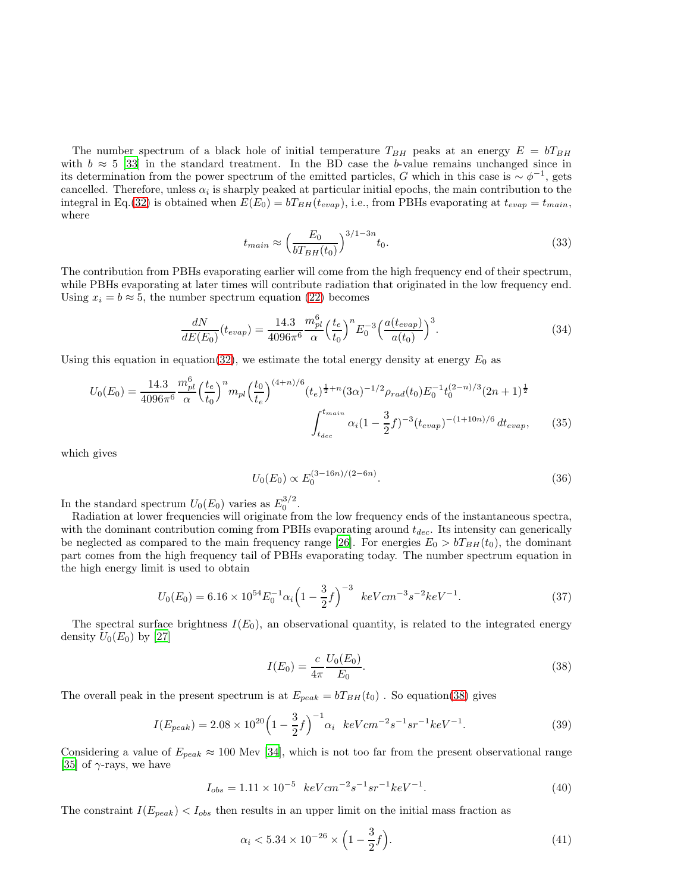The number spectrum of a black hole of initial temperature $T_{BH}$ peaks at an energy $E = bT_{BH}$ with $b \approx 5$ [33] in the standard treatment. In the BD case the $b$-value remains unchanged since in its determination from the power spectrum of the emitted particles, $G$ which in this case is $\sim \phi^{-1}$, gets cancelled. Therefore, unless $\alpha_i$ is sharply peaked at particular initial epochs, the main contribution to the integral in Eq.(32) is obtained when $E(E_0) = bT_{BH}(t_{evap})$, i.e., from PBHs evaporating at $t_{evap} = t_{main}$, where

$$t_{main} \approx \Big(\frac{E_0}{bT_{BH}(t_0)}\Big)^{3/1-3n} t_0. \tag{33}$$

The contribution from PBHs evaporating earlier will come from the high frequency end of their spectrum, while PBHs evaporating at later times will contribute radiation that originated in the low frequency end. Using $x_i = b \approx 5$, the number spectrum equation (22) becomes

$$\frac{dN}{dE(E_0)}(t_{evap}) = \frac{14.3}{4096\pi^6}\frac{m_{pl}^6}{\alpha}\Big(\frac{t_e}{t_0}\Big)^n E_0^{-3}\Big(\frac{a(t_{evap})}{a(t_0)}\Big)^3. \tag{34}$$

Using this equation in equation(32), we estimate the total energy density at energy $E_0$ as

$$U_0(E_0) = \frac{14.3}{4096\pi^6}\frac{m_{pl}^6}{\alpha}\Big(\frac{t_e}{t_0}\Big)^n m_{pl}\Big(\frac{t_0}{t_e}\Big)^{(4+n)/6}(t_e)^{\frac{1}{2}+n}(3\alpha)^{-1/2}\rho_{rad}(t_0)E_0^{-1}t_0^{(2-n)/3}(2n+1)^{\frac{1}{2}} \int_{t_{dec}}^{t_{main}} \alpha_i(1-\frac{3}{2}f)^{-3}(t_{evap})^{-(1+10n)/6}\,dt_{evap}, \tag{35}$$

which gives

$$U_0(E_0) \propto E_0^{(3-16n)/(2-6n)}. \tag{36}$$

In the standard spectrum $U_0(E_0)$ varies as $E_0^{3/2}$.

Radiation at lower frequencies will originate from the low frequency ends of the instantaneous spectra, with the dominant contribution coming from PBHs evaporating around $t_{dec}$. Its intensity can generically be neglected as compared to the main frequency range [26]. For energies $E_0 > bT_{BH}(t_0)$, the dominant part comes from the high frequency tail of PBHs evaporating today. The number spectrum equation in the high energy limit is used to obtain

$$U_0(E_0) = 6.16\times 10^{54}E_0^{-1}\alpha_i\Big(1-\frac{3}{2}f\Big)^{-3}\ \ keV cm^{-3}s^{-2}keV^{-1}. \tag{37}$$

The spectral surface brightness $I(E_0)$, an observational quantity, is related to the integrated energy density $U_0(E_0)$ by [27]

$$I(E_0) = \frac{c}{4\pi}\frac{U_0(E_0)}{E_0}. \tag{38}$$

The overall peak in the present spectrum is at $E_{peak} = bT_{BH}(t_0)$ . So equation(38) gives

$$I(E_{peak}) = 2.08\times 10^{20}\Big(1-\frac{3}{2}f\Big)^{-1}\alpha_i\ \ keV cm^{-2}s^{-1}sr^{-1}keV^{-1}. \tag{39}$$

Considering a value of $E_{peak} \approx 100$ Mev [34], which is not too far from the present observational range [35] of $\gamma$-rays, we have

$$I_{obs} = 1.11\times 10^{-5}\ \ keV cm^{-2}s^{-1}sr^{-1}keV^{-1}. \tag{40}$$

The constraint $I(E_{peak}) < I_{obs}$ then results in an upper limit on the initial mass fraction as

$$\alpha_i < 5.34\times 10^{-26}\times\Big(1-\frac{3}{2}f\Big). \tag{41}$$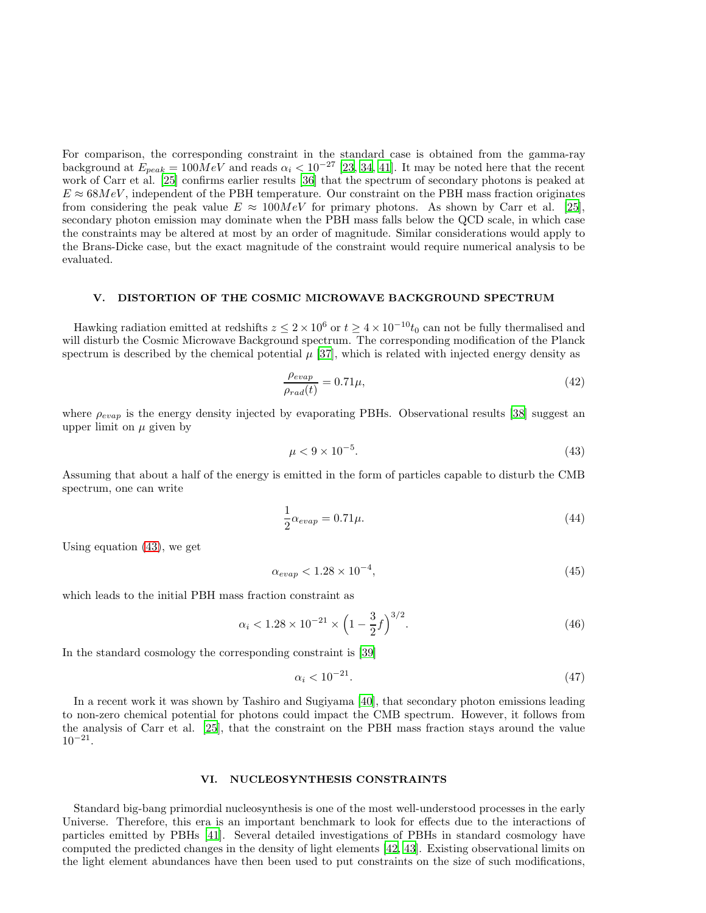For comparison, the corresponding constraint in the standard case is obtained from the gamma-ray background at $E_{peak} = 100 MeV$ and reads $\alpha_i < 10^{-27}$ [23, 34, 41]. It may be noted here that the recent work of Carr et al. [25] confirms earlier results [36] that the spectrum of secondary photons is peaked at $E \approx 68 MeV$, independent of the PBH temperature. Our constraint on the PBH mass fraction originates from considering the peak value $E \approx 100 MeV$ for primary photons. As shown by Carr et al. [25], secondary photon emission may dominate when the PBH mass falls below the QCD scale, in which case the constraints may be altered at most by an order of magnitude. Similar considerations would apply to the Brans-Dicke case, but the exact magnitude of the constraint would require numerical analysis to be evaluated.

## V. DISTORTION OF THE COSMIC MICROWAVE BACKGROUND SPECTRUM

Hawking radiation emitted at redshifts $z \leq 2 \times 10^6$ or $t \geq 4 \times 10^{-10} t_0$ can not be fully thermalised and will disturb the Cosmic Microwave Background spectrum. The corresponding modification of the Planck spectrum is described by the chemical potential $\mu$ [37], which is related with injected energy density as

$$\frac{\rho_{evap}}{\rho_{rad}(t)} = 0.71\mu, \tag{42}$$

where $\rho_{evap}$ is the energy density injected by evaporating PBHs. Observational results [38] suggest an upper limit on $\mu$ given by

$$\mu < 9 \times 10^{-5}. \tag{43}$$

Assuming that about a half of the energy is emitted in the form of particles capable to disturb the CMB spectrum, one can write

$$\frac{1}{2}\alpha_{evap} = 0.71\mu. \tag{44}$$

Using equation (43), we get

$$\alpha_{evap} < 1.28 \times 10^{-4}, \tag{45}$$

which leads to the initial PBH mass fraction constraint as

$$\alpha_i < 1.28 \times 10^{-21} \times \left(1 - \frac{3}{2}f\right)^{3/2}. \tag{46}$$

In the standard cosmology the corresponding constraint is [39]

$$\alpha_i < 10^{-21}. \tag{47}$$

In a recent work it was shown by Tashiro and Sugiyama [40], that secondary photon emissions leading to non-zero chemical potential for photons could impact the CMB spectrum. However, it follows from the analysis of Carr et al. [25], that the constraint on the PBH mass fraction stays around the value $10^{-21}$.

## VI. NUCLEOSYNTHESIS CONSTRAINTS

Standard big-bang primordial nucleosynthesis is one of the most well-understood processes in the early Universe. Therefore, this era is an important benchmark to look for effects due to the interactions of particles emitted by PBHs [41]. Several detailed investigations of PBHs in standard cosmology have computed the predicted changes in the density of light elements [42, 43]. Existing observational limits on the light element abundances have then been used to put constraints on the size of such modifications,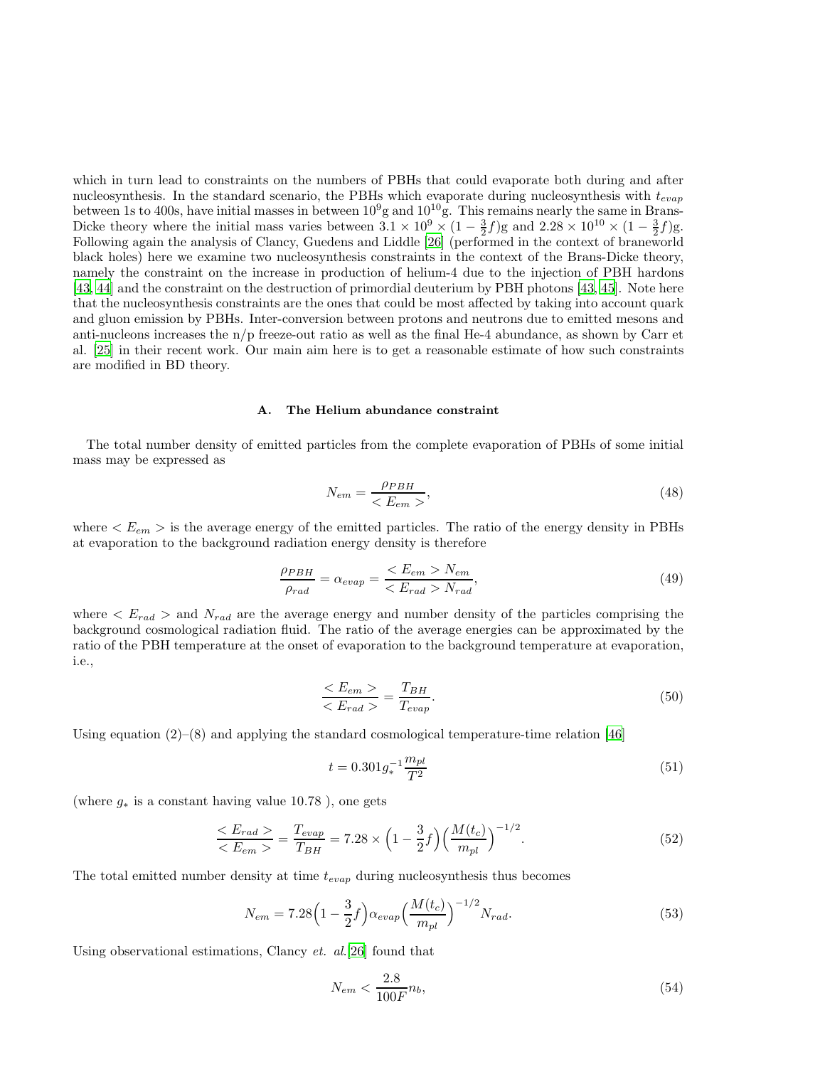which in turn lead to constraints on the numbers of PBHs that could evaporate both during and after nucleosynthesis. In the standard scenario, the PBHs which evaporate during nucleosynthesis with $t_{evap}$ between 1s to 400s, have initial masses in between $10^9$g and $10^{10}$g. This remains nearly the same in Brans-Dicke theory where the initial mass varies between $3.1 \times 10^9 \times (1 - \frac{3}{2}f)$g and $2.28 \times 10^{10} \times (1 - \frac{3}{2}f)$g. Following again the analysis of Clancy, Guedens and Liddle [26] (performed in the context of braneworld black holes) here we examine two nucleosynthesis constraints in the context of the Brans-Dicke theory, namely the constraint on the increase in production of helium-4 due to the injection of PBH hardons [43, 44] and the constraint on the destruction of primordial deuterium by PBH photons [43, 45]. Note here that the nucleosynthesis constraints are the ones that could be most affected by taking into account quark and gluon emission by PBHs. Inter-conversion between protons and neutrons due to emitted mesons and anti-nucleons increases the n/p freeze-out ratio as well as the final He-4 abundance, as shown by Carr et al. [25] in their recent work. Our main aim here is to get a reasonable estimate of how such constraints are modified in BD theory.

### A. The Helium abundance constraint

The total number density of emitted particles from the complete evaporation of PBHs of some initial mass may be expressed as

$$N_{em} = \frac{\rho_{PBH}}{< E_{em} >}, \tag{48}$$

where $< E_{em} >$ is the average energy of the emitted particles. The ratio of the energy density in PBHs at evaporation to the background radiation energy density is therefore

$$\frac{\rho_{PBH}}{\rho_{rad}} = \alpha_{evap} = \frac{< E_{em} > N_{em}}{< E_{rad} > N_{rad}}, \tag{49}$$

where $< E_{rad} >$ and $N_{rad}$ are the average energy and number density of the particles comprising the background cosmological radiation fluid. The ratio of the average energies can be approximated by the ratio of the PBH temperature at the onset of evaporation to the background temperature at evaporation, i.e.,

$$\frac{< E_{em} >}{< E_{rad} >} = \frac{T_{BH}}{T_{evap}}. \tag{50}$$

Using equation (2)–(8) and applying the standard cosmological temperature-time relation [46]

$$t = 0.301 g_*^{-1} \frac{m_{pl}}{T^2} \tag{51}$$

(where $g_*$ is a constant having value 10.78 ), one gets

$$\frac{< E_{rad} >}{< E_{em} >} = \frac{T_{evap}}{T_{BH}} = 7.28 \times \left(1 - \frac{3}{2}f\right)\left(\frac{M(t_c)}{m_{pl}}\right)^{-1/2}. \tag{52}$$

The total emitted number density at time $t_{evap}$ during nucleosynthesis thus becomes

$$N_{em} = 7.28\left(1 - \frac{3}{2}f\right)\alpha_{evap}\left(\frac{M(t_c)}{m_{pl}}\right)^{-1/2} N_{rad}. \tag{53}$$

Using observational estimations, Clancy *et. al.*[26] found that

$$N_{em} < \frac{2.8}{100F} n_b, \tag{54}$$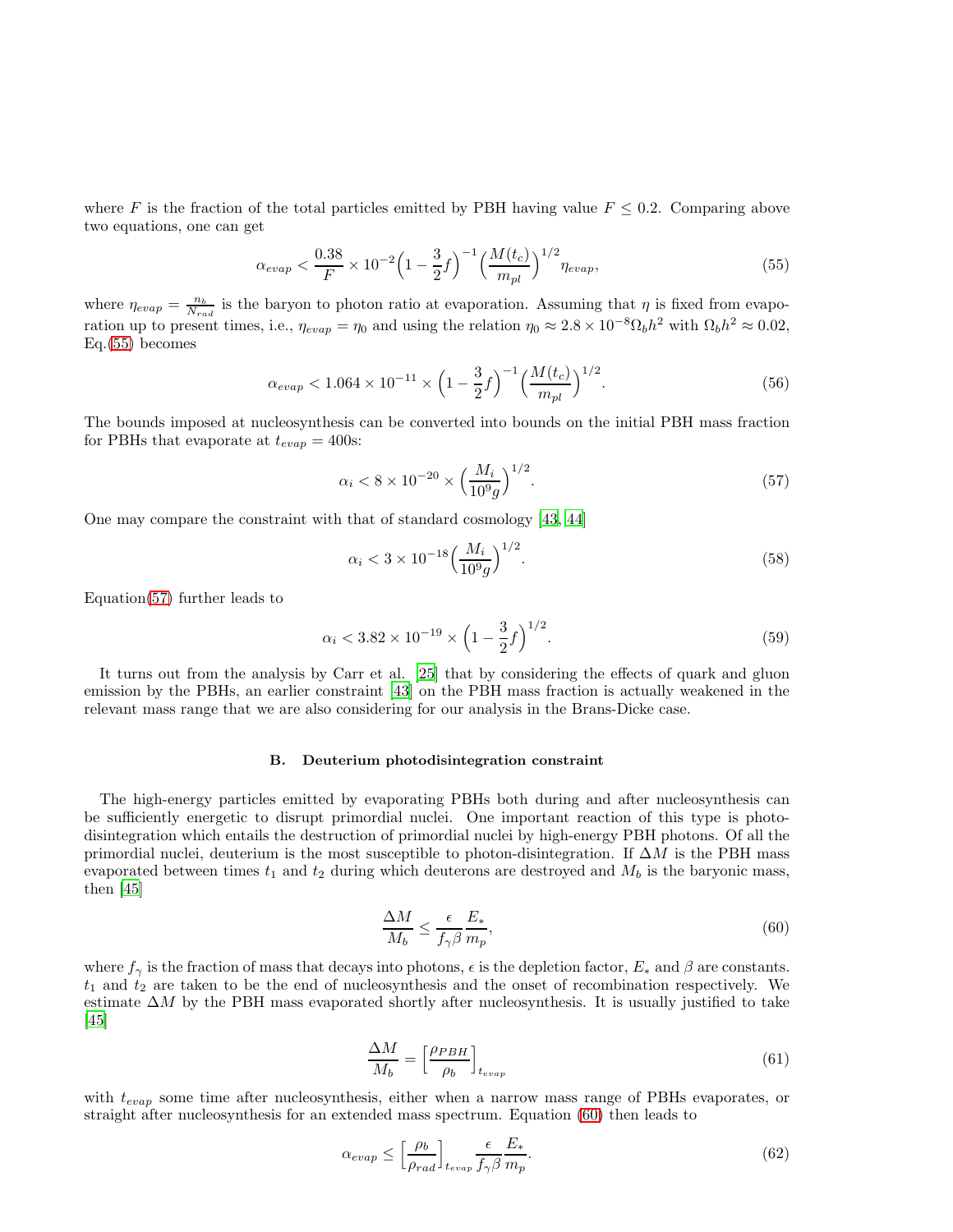where $F$ is the fraction of the total particles emitted by PBH having value $F \leq 0.2$. Comparing above two equations, one can get

$$\alpha_{evap} < \frac{0.38}{F} \times 10^{-2} \Big(1 - \frac{3}{2}f\Big)^{-1} \Big(\frac{M(t_c)}{m_{pl}}\Big)^{1/2} \eta_{evap}, \tag{55}$$

where $\eta_{evap} = \frac{n_b}{N_{rad}}$ is the baryon to photon ratio at evaporation. Assuming that $\eta$ is fixed from evaporation up to present times, i.e., $\eta_{evap} = \eta_0$ and using the relation $\eta_0 \approx 2.8 \times 10^{-8} \Omega_b h^2$ with $\Omega_b h^2 \approx 0.02$, Eq.(55) becomes

$$\alpha_{evap} < 1.064 \times 10^{-11} \times \Big(1 - \frac{3}{2}f\Big)^{-1} \Big(\frac{M(t_c)}{m_{pl}}\Big)^{1/2}. \tag{56}$$

The bounds imposed at nucleosynthesis can be converted into bounds on the initial PBH mass fraction for PBHs that evaporate at $t_{evap} = 400$s:

$$\alpha_i < 8 \times 10^{-20} \times \Big(\frac{M_i}{10^9 g}\Big)^{1/2}. \tag{57}$$

One may compare the constraint with that of standard cosmology [43, 44]

$$\alpha_i < 3 \times 10^{-18} \Big(\frac{M_i}{10^9 g}\Big)^{1/2}. \tag{58}$$

Equation(57) further leads to

$$\alpha_i < 3.82 \times 10^{-19} \times \Big(1 - \frac{3}{2}f\Big)^{1/2}. \tag{59}$$

It turns out from the analysis by Carr et al. [25] that by considering the effects of quark and gluon emission by the PBHs, an earlier constraint [43] on the PBH mass fraction is actually weakened in the relevant mass range that we are also considering for our analysis in the Brans-Dicke case.

### B. Deuterium photodisintegration constraint

The high-energy particles emitted by evaporating PBHs both during and after nucleosynthesis can be sufficiently energetic to disrupt primordial nuclei. One important reaction of this type is photodisintegration which entails the destruction of primordial nuclei by high-energy PBH photons. Of all the primordial nuclei, deuterium is the most susceptible to photon-disintegration. If $\Delta M$ is the PBH mass evaporated between times $t_1$ and $t_2$ during which deuterons are destroyed and $M_b$ is the baryonic mass, then [45]

$$\frac{\Delta M}{M_b} \leq \frac{\epsilon}{f_\gamma \beta} \frac{E_*}{m_p}, \tag{60}$$

where $f_\gamma$ is the fraction of mass that decays into photons, $\epsilon$ is the depletion factor, $E_*$ and $\beta$ are constants. $t_1$ and $t_2$ are taken to be the end of nucleosynthesis and the onset of recombination respectively. We estimate $\Delta M$ by the PBH mass evaporated shortly after nucleosynthesis. It is usually justified to take [45]

$$\frac{\Delta M}{M_b} = \Big[\frac{\rho_{PBH}}{\rho_b}\Big]_{t_{evap}} \tag{61}$$

with $t_{evap}$ some time after nucleosynthesis, either when a narrow mass range of PBHs evaporates, or straight after nucleosynthesis for an extended mass spectrum. Equation (60) then leads to

$$\alpha_{evap} \leq \Big[\frac{\rho_b}{\rho_{rad}}\Big]_{t_{evap}} \frac{\epsilon}{f_\gamma \beta} \frac{E_*}{m_p}. \tag{62}$$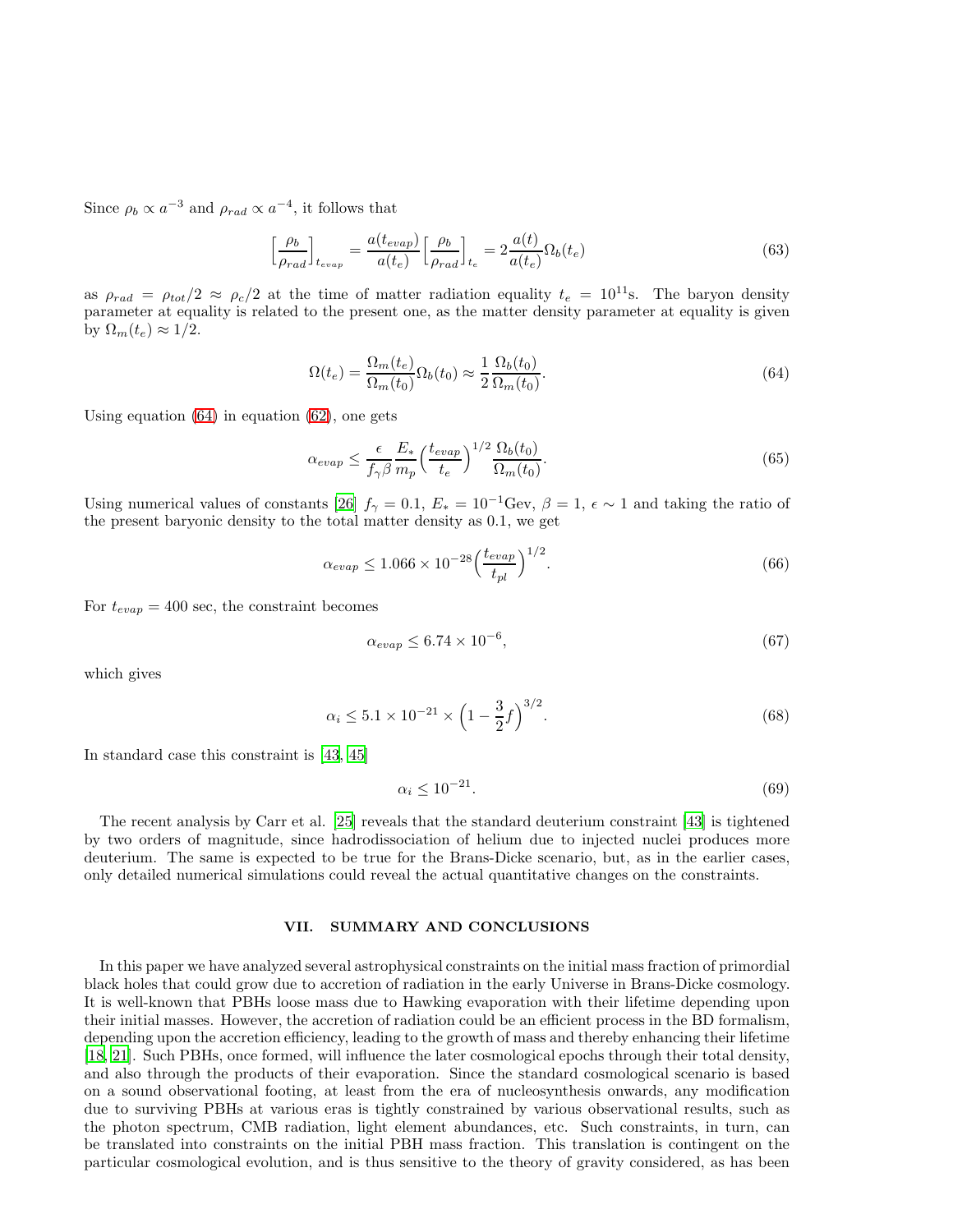Since $\rho_b \propto a^{-3}$ and $\rho_{rad} \propto a^{-4}$, it follows that

$$\Big[\frac{\rho_b}{\rho_{rad}}\Big]_{t_{evap}} = \frac{a(t_{evap})}{a(t_e)}\Big[\frac{\rho_b}{\rho_{rad}}\Big]_{t_e} = 2\frac{a(t)}{a(t_e)}\Omega_b(t_e) \tag{63}$$

as $\rho_{rad} = \rho_{tot}/2 \approx \rho_c/2$ at the time of matter radiation equality $t_e = 10^{11}$s. The baryon density parameter at equality is related to the present one, as the matter density parameter at equality is given by $\Omega_m(t_e) \approx 1/2$.

$$\Omega(t_e) = \frac{\Omega_m(t_e)}{\Omega_m(t_0)}\Omega_b(t_0) \approx \frac{1}{2}\frac{\Omega_b(t_0)}{\Omega_m(t_0)}. \tag{64}$$

Using equation (64) in equation (62), one gets

$$\alpha_{evap} \leq \frac{\epsilon}{f_\gamma \beta}\frac{E_*}{m_p}\Big(\frac{t_{evap}}{t_e}\Big)^{1/2}\frac{\Omega_b(t_0)}{\Omega_m(t_0)}. \tag{65}$$

Using numerical values of constants [26] $f_\gamma = 0.1$, $E_* = 10^{-1}$Gev, $\beta = 1$, $\epsilon \sim 1$ and taking the ratio of the present baryonic density to the total matter density as 0.1, we get

$$\alpha_{evap} \leq 1.066 \times 10^{-28}\Big(\frac{t_{evap}}{t_{pl}}\Big)^{1/2}. \tag{66}$$

For $t_{evap} = 400$ sec, the constraint becomes

$$\alpha_{evap} \leq 6.74 \times 10^{-6}, \tag{67}$$

which gives

$$\alpha_i \leq 5.1 \times 10^{-21} \times \Big(1 - \frac{3}{2}f\Big)^{3/2}. \tag{68}$$

In standard case this constraint is [43, 45]

$$\alpha_i \leq 10^{-21}. \tag{69}$$

The recent analysis by Carr et al. [25] reveals that the standard deuterium constraint [43] is tightened by two orders of magnitude, since hadrodissociation of helium due to injected nuclei produces more deuterium. The same is expected to be true for the Brans-Dicke scenario, but, as in the earlier cases, only detailed numerical simulations could reveal the actual quantitative changes on the constraints.

## VII. SUMMARY AND CONCLUSIONS

In this paper we have analyzed several astrophysical constraints on the initial mass fraction of primordial black holes that could grow due to accretion of radiation in the early Universe in Brans-Dicke cosmology. It is well-known that PBHs loose mass due to Hawking evaporation with their lifetime depending upon their initial masses. However, the accretion of radiation could be an efficient process in the BD formalism, depending upon the accretion efficiency, leading to the growth of mass and thereby enhancing their lifetime [18, 21]. Such PBHs, once formed, will influence the later cosmological epochs through their total density, and also through the products of their evaporation. Since the standard cosmological scenario is based on a sound observational footing, at least from the era of nucleosynthesis onwards, any modification due to surviving PBHs at various eras is tightly constrained by various observational results, such as the photon spectrum, CMB radiation, light element abundances, etc. Such constraints, in turn, can be translated into constraints on the initial PBH mass fraction. This translation is contingent on the particular cosmological evolution, and is thus sensitive to the theory of gravity considered, as has been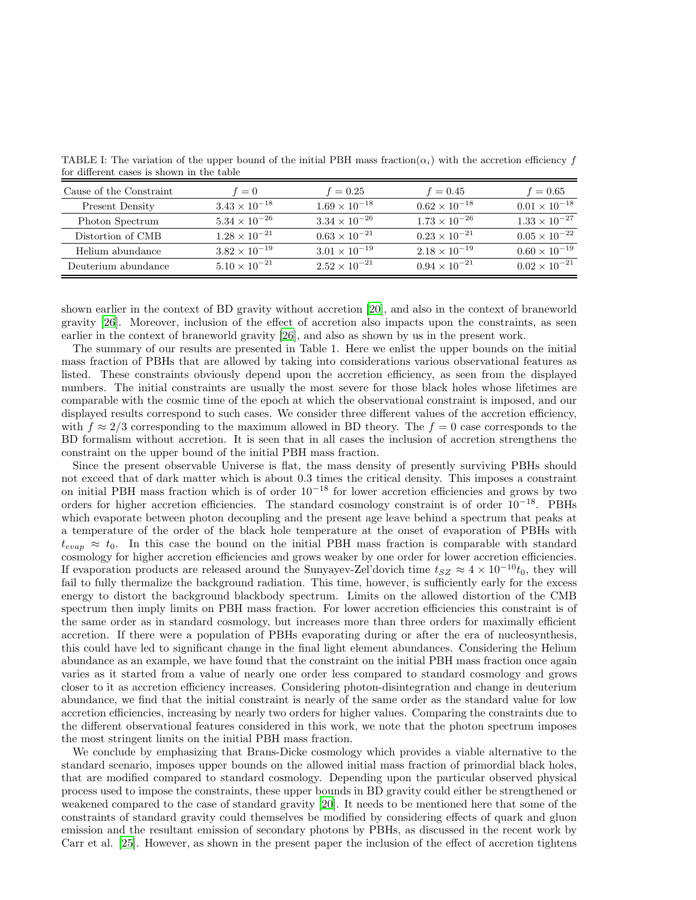TABLE I: The variation of the upper bound of the initial PBH mass fraction($\alpha_i$) with the accretion efficiency $f$ for different cases is shown in the table

| Cause of the Constraint | $f = 0$ | $f = 0.25$ | $f = 0.45$ | $f = 0.65$ |
|---|---|---|---|---|
| Present Density | $3.43 \times 10^{-18}$ | $1.69 \times 10^{-18}$ | $0.62 \times 10^{-18}$ | $0.01 \times 10^{-18}$ |
| Photon Spectrum | $5.34 \times 10^{-26}$ | $3.34 \times 10^{-26}$ | $1.73 \times 10^{-26}$ | $1.33 \times 10^{-27}$ |
| Distortion of CMB | $1.28 \times 10^{-21}$ | $0.63 \times 10^{-21}$ | $0.23 \times 10^{-21}$ | $0.05 \times 10^{-22}$ |
| Helium abundance | $3.82 \times 10^{-19}$ | $3.01 \times 10^{-19}$ | $2.18 \times 10^{-19}$ | $0.60 \times 10^{-19}$ |
| Deuterium abundance | $5.10 \times 10^{-21}$ | $2.52 \times 10^{-21}$ | $0.94 \times 10^{-21}$ | $0.02 \times 10^{-21}$ |

shown earlier in the context of BD gravity without accretion [20], and also in the context of braneworld gravity [26]. Moreover, inclusion of the effect of accretion also impacts upon the constraints, as seen earlier in the context of braneworld gravity [26], and also as shown by us in the present work.

The summary of our results are presented in Table 1. Here we enlist the upper bounds on the initial mass fraction of PBHs that are allowed by taking into considerations various observational features as listed. These constraints obviously depend upon the accretion efficiency, as seen from the displayed numbers. The initial constraints are usually the most severe for those black holes whose lifetimes are comparable with the cosmic time of the epoch at which the observational constraint is imposed, and our displayed results correspond to such cases. We consider three different values of the accretion efficiency, with $f \approx 2/3$ corresponding to the maximum allowed in BD theory. The $f = 0$ case corresponds to the BD formalism without accretion. It is seen that in all cases the inclusion of accretion strengthens the constraint on the upper bound of the initial PBH mass fraction.

Since the present observable Universe is flat, the mass density of presently surviving PBHs should not exceed that of dark matter which is about 0.3 times the critical density. This imposes a constraint on initial PBH mass fraction which is of order $10^{-18}$ for lower accretion efficiencies and grows by two orders for higher accretion efficiencies. The standard cosmology constraint is of order $10^{-18}$. PBHs which evaporate between photon decoupling and the present age leave behind a spectrum that peaks at a temperature of the order of the black hole temperature at the onset of evaporation of PBHs with $t_{evap} \approx t_0$. In this case the bound on the initial PBH mass fraction is comparable with standard cosmology for higher accretion efficiencies and grows weaker by one order for lower accretion efficiencies. If evaporation products are released around the Sunyayev-Zel'dovich time $t_{SZ} \approx 4 \times 10^{-10} t_0$, they will fail to fully thermalize the background radiation. This time, however, is sufficiently early for the excess energy to distort the background blackbody spectrum. Limits on the allowed distortion of the CMB spectrum then imply limits on PBH mass fraction. For lower accretion efficiencies this constraint is of the same order as in standard cosmology, but increases more than three orders for maximally efficient accretion. If there were a population of PBHs evaporating during or after the era of nucleosynthesis, this could have led to significant change in the final light element abundances. Considering the Helium abundance as an example, we have found that the constraint on the initial PBH mass fraction once again varies as it started from a value of nearly one order less compared to standard cosmology and grows closer to it as accretion efficiency increases. Considering photon-disintegration and change in deuterium abundance, we find that the initial constraint is nearly of the same order as the standard value for low accretion efficiencies, increasing by nearly two orders for higher values. Comparing the constraints due to the different observational features considered in this work, we note that the photon spectrum imposes the most stringent limits on the initial PBH mass fraction.

We conclude by emphasizing that Brans-Dicke cosmology which provides a viable alternative to the standard scenario, imposes upper bounds on the allowed initial mass fraction of primordial black holes, that are modified compared to standard cosmology. Depending upon the particular observed physical process used to impose the constraints, these upper bounds in BD gravity could either be strengthened or weakened compared to the case of standard gravity [20]. It needs to be mentioned here that some of the constraints of standard gravity could themselves be modified by considering effects of quark and gluon emission and the resultant emission of secondary photons by PBHs, as discussed in the recent work by Carr et al. [25]. However, as shown in the present paper the inclusion of the effect of accretion tightens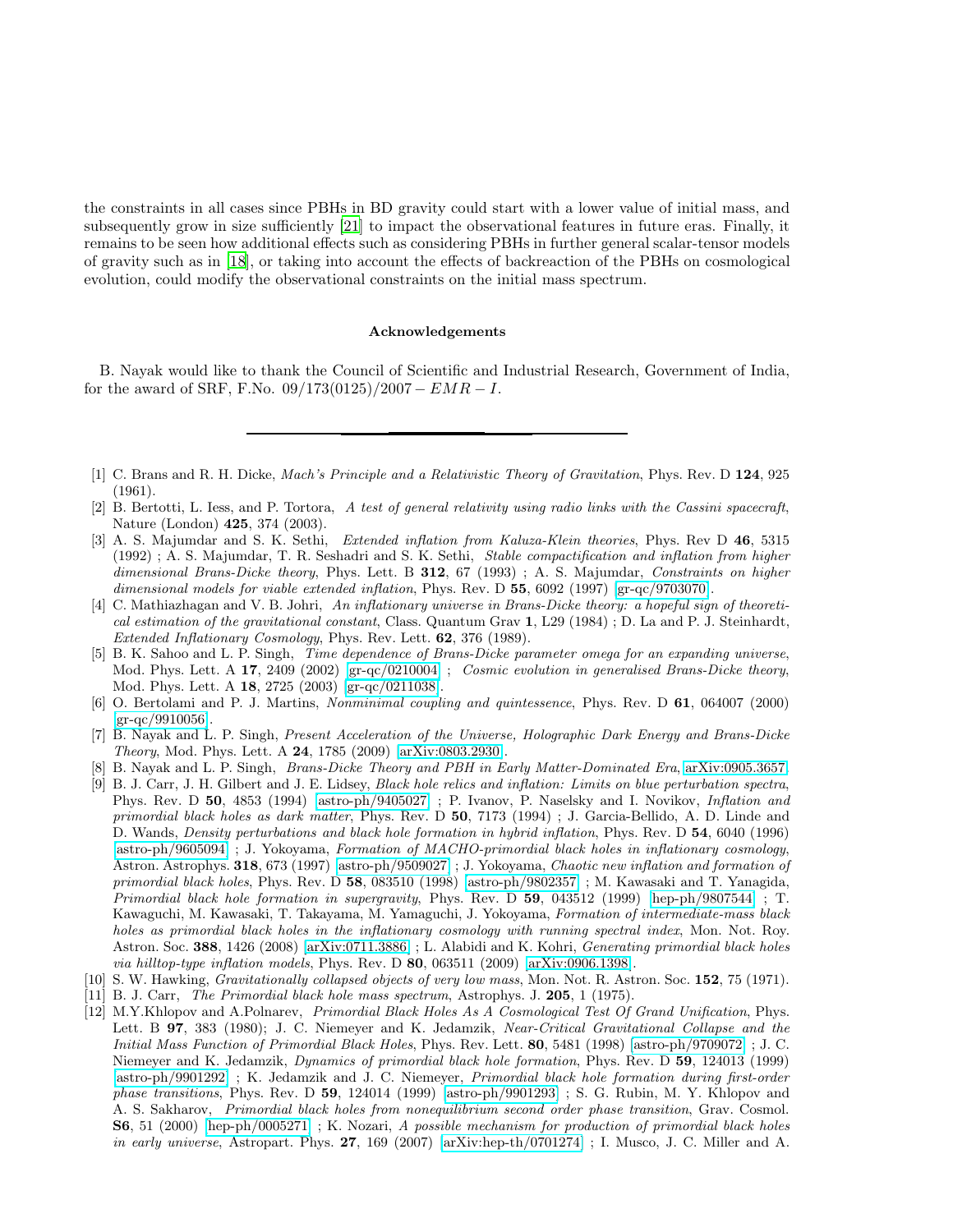the constraints in all cases since PBHs in BD gravity could start with a lower value of initial mass, and subsequently grow in size sufficiently [21] to impact the observational features in future eras. Finally, it remains to be seen how additional effects such as considering PBHs in further general scalar-tensor models of gravity such as in [18], or taking into account the effects of backreaction of the PBHs on cosmological evolution, could modify the observational constraints on the initial mass spectrum.

### Acknowledgements

B. Nayak would like to thank the Council of Scientific and Industrial Research, Government of India, for the award of SRF, F.No. $09/173(0125)/2007 - EMR - I$.

---

[1] C. Brans and R. H. Dicke, *Mach's Principle and a Relativistic Theory of Gravitation*, Phys. Rev. D **124**, 925 (1961).

[2] B. Bertotti, L. Iess, and P. Tortora, *A test of general relativity using radio links with the Cassini spacecraft*, Nature (London) **425**, 374 (2003).

[3] A. S. Majumdar and S. K. Sethi, *Extended inflation from Kaluza-Klein theories*, Phys. Rev D **46**, 5315 (1992) ; A. S. Majumdar, T. R. Seshadri and S. K. Sethi, *Stable compactification and inflation from higher dimensional Brans-Dicke theory*, Phys. Lett. B **312**, 67 (1993) ; A. S. Majumdar, *Constraints on higher dimensional models for viable extended inflation*, Phys. Rev. D **55**, 6092 (1997) [gr-qc/9703070].

[4] C. Mathiazhagan and V. B. Johri, *An inflationary universe in Brans-Dicke theory: a hopeful sign of theoretical estimation of the gravitational constant*, Class. Quantum Grav **1**, L29 (1984) ; D. La and P. J. Steinhardt, *Extended Inflationary Cosmology*, Phys. Rev. Lett. **62**, 376 (1989).

[5] B. K. Sahoo and L. P. Singh, *Time dependence of Brans-Dicke parameter omega for an expanding universe*, Mod. Phys. Lett. A **17**, 2409 (2002) [gr-qc/0210004] ; *Cosmic evolution in generalised Brans-Dicke theory*, Mod. Phys. Lett. A **18**, 2725 (2003) [gr-qc/0211038].

[6] O. Bertolami and P. J. Martins, *Nonminimal coupling and quintessence*, Phys. Rev. D **61**, 064007 (2000) [gr-qc/9910056].

[7] B. Nayak and L. P. Singh, *Present Acceleration of the Universe, Holographic Dark Energy and Brans-Dicke Theory*, Mod. Phys. Lett. A **24**, 1785 (2009) [arXiv:0803.2930].

[8] B. Nayak and L. P. Singh, *Brans-Dicke Theory and PBH in Early Matter-Dominated Era*, [arXiv:0905.3657].

[9] B. J. Carr, J. H. Gilbert and J. E. Lidsey, *Black hole relics and inflation: Limits on blue perturbation spectra*, Phys. Rev. D **50**, 4853 (1994) [astro-ph/9405027] ; P. Ivanov, P. Naselsky and I. Novikov, *Inflation and primordial black holes as dark matter*, Phys. Rev. D **50**, 7173 (1994) ; J. Garcia-Bellido, A. D. Linde and D. Wands, *Density perturbations and black hole formation in hybrid inflation*, Phys. Rev. D **54**, 6040 (1996) [astro-ph/9605094] ; J. Yokoyama, *Formation of MACHO-primordial black holes in inflationary cosmology*, Astron. Astrophys. **318**, 673 (1997) [astro-ph/9509027] ; J. Yokoyama, *Chaotic new inflation and formation of primordial black holes*, Phys. Rev. D **58**, 083510 (1998) [astro-ph/9802357] ; M. Kawasaki and T. Yanagida, *Primordial black hole formation in supergravity*, Phys. Rev. D **59**, 043512 (1999) [hep-ph/9807544] ; T. Kawaguchi, M. Kawasaki, T. Takayama, M. Yamaguchi, J. Yokoyama, *Formation of intermediate-mass black holes as primordial black holes in the inflationary cosmology with running spectral index*, Mon. Not. Roy. Astron. Soc. **388**, 1426 (2008) [arXiv:0711.3886] ; L. Alabidi and K. Kohri, *Generating primordial black holes via hilltop-type inflation models*, Phys. Rev. D **80**, 063511 (2009) [arXiv:0906.1398].

[10] S. W. Hawking, *Gravitationally collapsed objects of very low mass*, Mon. Not. R. Astron. Soc. **152**, 75 (1971).

[11] B. J. Carr, *The Primordial black hole mass spectrum*, Astrophys. J. **205**, 1 (1975).

[12] M.Y.Khlopov and A.Polnarev, *Primordial Black Holes As A Cosmological Test Of Grand Unification*, Phys. Lett. B **97**, 383 (1980); J. C. Niemeyer and K. Jedamzik, *Near-Critical Gravitational Collapse and the Initial Mass Function of Primordial Black Holes*, Phys. Rev. Lett. **80**, 5481 (1998) [astro-ph/9709072] ; J. C. Niemeyer and K. Jedamzik, *Dynamics of primordial black hole formation*, Phys. Rev. D **59**, 124013 (1999) [astro-ph/9901292] ; K. Jedamzik and J. C. Niemeyer, *Primordial black hole formation during first-order phase transitions*, Phys. Rev. D **59**, 124014 (1999) [astro-ph/9901293] ; S. G. Rubin, M. Y. Khlopov and A. S. Sakharov, *Primordial black holes from nonequilibrium second order phase transition*, Grav. Cosmol. **S6**, 51 (2000) [hep-ph/0005271] ; K. Nozari, *A possible mechanism for production of primordial black holes in early universe*, Astropart. Phys. **27**, 169 (2007) [arXiv:hep-th/0701274] ; I. Musco, J. C. Miller and A.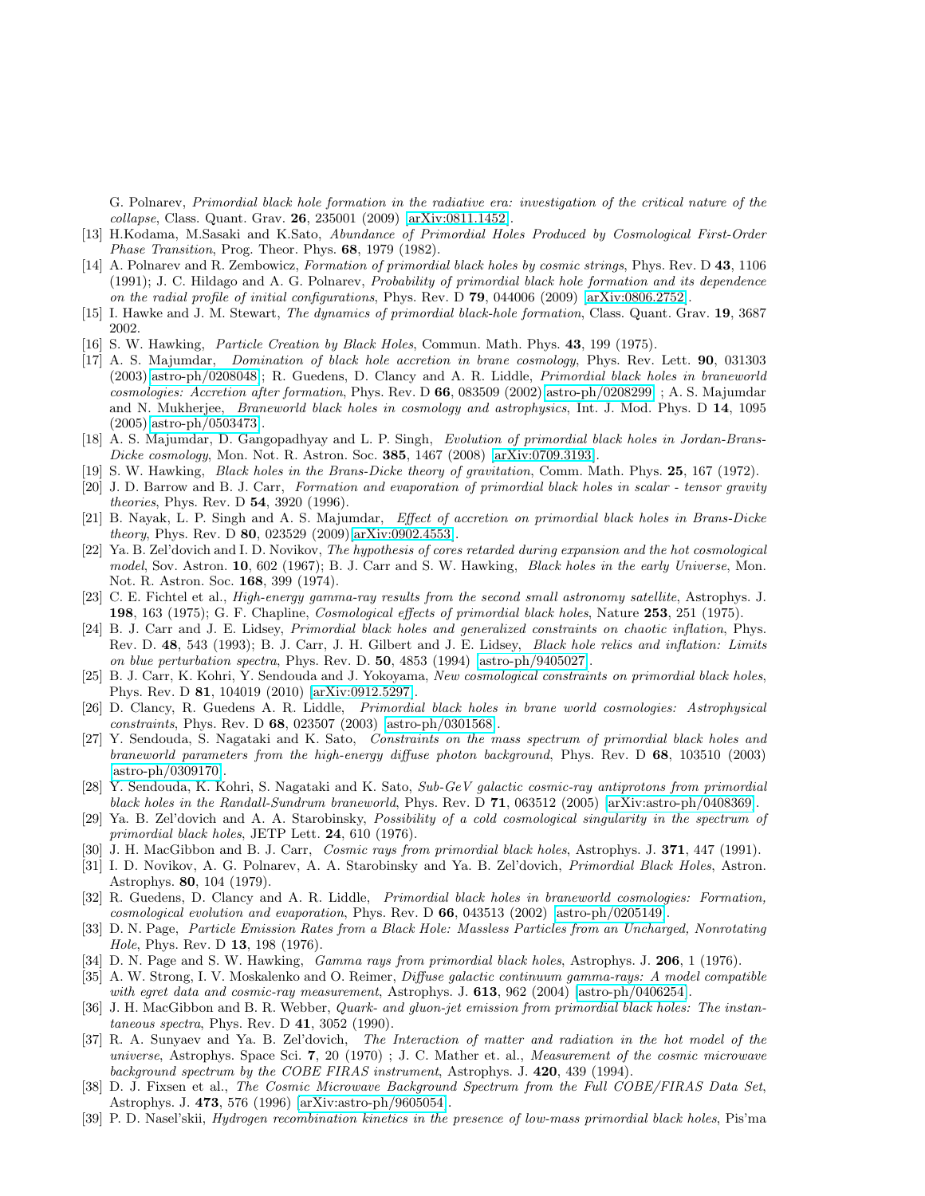G. Polnarev, *Primordial black hole formation in the radiative era: investigation of the critical nature of the collapse*, Class. Quant. Grav. **26**, 235001 (2009) [arXiv:0811.1452].

[13] H.Kodama, M.Sasaki and K.Sato, *Abundance of Primordial Holes Produced by Cosmological First-Order Phase Transition*, Prog. Theor. Phys. **68**, 1979 (1982).

[14] A. Polnarev and R. Zembowicz, *Formation of primordial black holes by cosmic strings*, Phys. Rev. D **43**, 1106 (1991); J. C. Hildago and A. G. Polnarev, *Probability of primordial black hole formation and its dependence on the radial profile of initial configurations*, Phys. Rev. D **79**, 044006 (2009) [arXiv:0806.2752].

[15] I. Hawke and J. M. Stewart, *The dynamics of primordial black-hole formation*, Class. Quant. Grav. **19**, 3687 2002.

[16] S. W. Hawking, *Particle Creation by Black Holes*, Commun. Math. Phys. **43**, 199 (1975).

[17] A. S. Majumdar, *Domination of black hole accretion in brane cosmology*, Phys. Rev. Lett. **90**, 031303 (2003)[astro-ph/0208048]; R. Guedens, D. Clancy and A. R. Liddle, *Primordial black holes in braneworld cosmologies: Accretion after formation*, Phys. Rev. D **66**, 083509 (2002)[astro-ph/0208299] ; A. S. Majumdar and N. Mukherjee, *Braneworld black holes in cosmology and astrophysics*, Int. J. Mod. Phys. D **14**, 1095 (2005)[astro-ph/0503473].

[18] A. S. Majumdar, D. Gangopadhyay and L. P. Singh, *Evolution of primordial black holes in Jordan-Brans-Dicke cosmology*, Mon. Not. R. Astron. Soc. **385**, 1467 (2008) [arXiv:0709.3193].

[19] S. W. Hawking, *Black holes in the Brans-Dicke theory of gravitation*, Comm. Math. Phys. **25**, 167 (1972).

[20] J. D. Barrow and B. J. Carr, *Formation and evaporation of primordial black holes in scalar - tensor gravity theories*, Phys. Rev. D **54**, 3920 (1996).

[21] B. Nayak, L. P. Singh and A. S. Majumdar, *Effect of accretion on primordial black holes in Brans-Dicke theory*, Phys. Rev. D **80**, 023529 (2009)[arXiv:0902.4553].

[22] Ya. B. Zel'dovich and I. D. Novikov, *The hypothesis of cores retarded during expansion and the hot cosmological model*, Sov. Astron. **10**, 602 (1967); B. J. Carr and S. W. Hawking, *Black holes in the early Universe*, Mon. Not. R. Astron. Soc. **168**, 399 (1974).

[23] C. E. Fichtel et al., *High-energy gamma-ray results from the second small astronomy satellite*, Astrophys. J. **198**, 163 (1975); G. F. Chapline, *Cosmological effects of primordial black holes*, Nature **253**, 251 (1975).

[24] B. J. Carr and J. E. Lidsey, *Primordial black holes and generalized constraints on chaotic inflation*, Phys. Rev. D. **48**, 543 (1993); B. J. Carr, J. H. Gilbert and J. E. Lidsey, *Black hole relics and inflation: Limits on blue perturbation spectra*, Phys. Rev. D. **50**, 4853 (1994) [astro-ph/9405027].

[25] B. J. Carr, K. Kohri, Y. Sendouda and J. Yokoyama, *New cosmological constraints on primordial black holes*, Phys. Rev. D **81**, 104019 (2010) [arXiv:0912.5297].

[26] D. Clancy, R. Guedens A. R. Liddle, *Primordial black holes in brane world cosmologies: Astrophysical constraints*, Phys. Rev. D **68**, 023507 (2003) [astro-ph/0301568].

[27] Y. Sendouda, S. Nagataki and K. Sato, *Constraints on the mass spectrum of primordial black holes and braneworld parameters from the high-energy diffuse photon background*, Phys. Rev. D **68**, 103510 (2003) [astro-ph/0309170].

[28] Y. Sendouda, K. Kohri, S. Nagataki and K. Sato, *Sub-GeV galactic cosmic-ray antiprotons from primordial black holes in the Randall-Sundrum braneworld*, Phys. Rev. D **71**, 063512 (2005) [arXiv:astro-ph/0408369].

[29] Ya. B. Zel'dovich and A. A. Starobinsky, *Possibility of a cold cosmological singularity in the spectrum of primordial black holes*, JETP Lett. **24**, 610 (1976).

[30] J. H. MacGibbon and B. J. Carr, *Cosmic rays from primordial black holes*, Astrophys. J. **371**, 447 (1991).

[31] I. D. Novikov, A. G. Polnarev, A. A. Starobinsky and Ya. B. Zel'dovich, *Primordial Black Holes*, Astron. Astrophys. **80**, 104 (1979).

[32] R. Guedens, D. Clancy and A. R. Liddle, *Primordial black holes in braneworld cosmologies: Formation, cosmological evolution and evaporation*, Phys. Rev. D **66**, 043513 (2002) [astro-ph/0205149].

[33] D. N. Page, *Particle Emission Rates from a Black Hole: Massless Particles from an Uncharged, Nonrotating Hole*, Phys. Rev. D **13**, 198 (1976).

[34] D. N. Page and S. W. Hawking, *Gamma rays from primordial black holes*, Astrophys. J. **206**, 1 (1976).

[35] A. W. Strong, I. V. Moskalenko and O. Reimer, *Diffuse galactic continuum gamma-rays: A model compatible with egret data and cosmic-ray measurement*, Astrophys. J. **613**, 962 (2004) [astro-ph/0406254].

[36] J. H. MacGibbon and B. R. Webber, *Quark- and gluon-jet emission from primordial black holes: The instantaneous spectra*, Phys. Rev. D **41**, 3052 (1990).

[37] R. A. Sunyaev and Ya. B. Zel'dovich, *The Interaction of matter and radiation in the hot model of the universe*, Astrophys. Space Sci. **7**, 20 (1970) ; J. C. Mather et. al., *Measurement of the cosmic microwave background spectrum by the COBE FIRAS instrument*, Astrophys. J. **420**, 439 (1994).

[38] D. J. Fixsen et al., *The Cosmic Microwave Background Spectrum from the Full COBE/FIRAS Data Set*, Astrophys. J. **473**, 576 (1996) [arXiv:astro-ph/9605054].

[39] P. D. Nasel'skii, *Hydrogen recombination kinetics in the presence of low-mass primordial black holes*, Pis'ma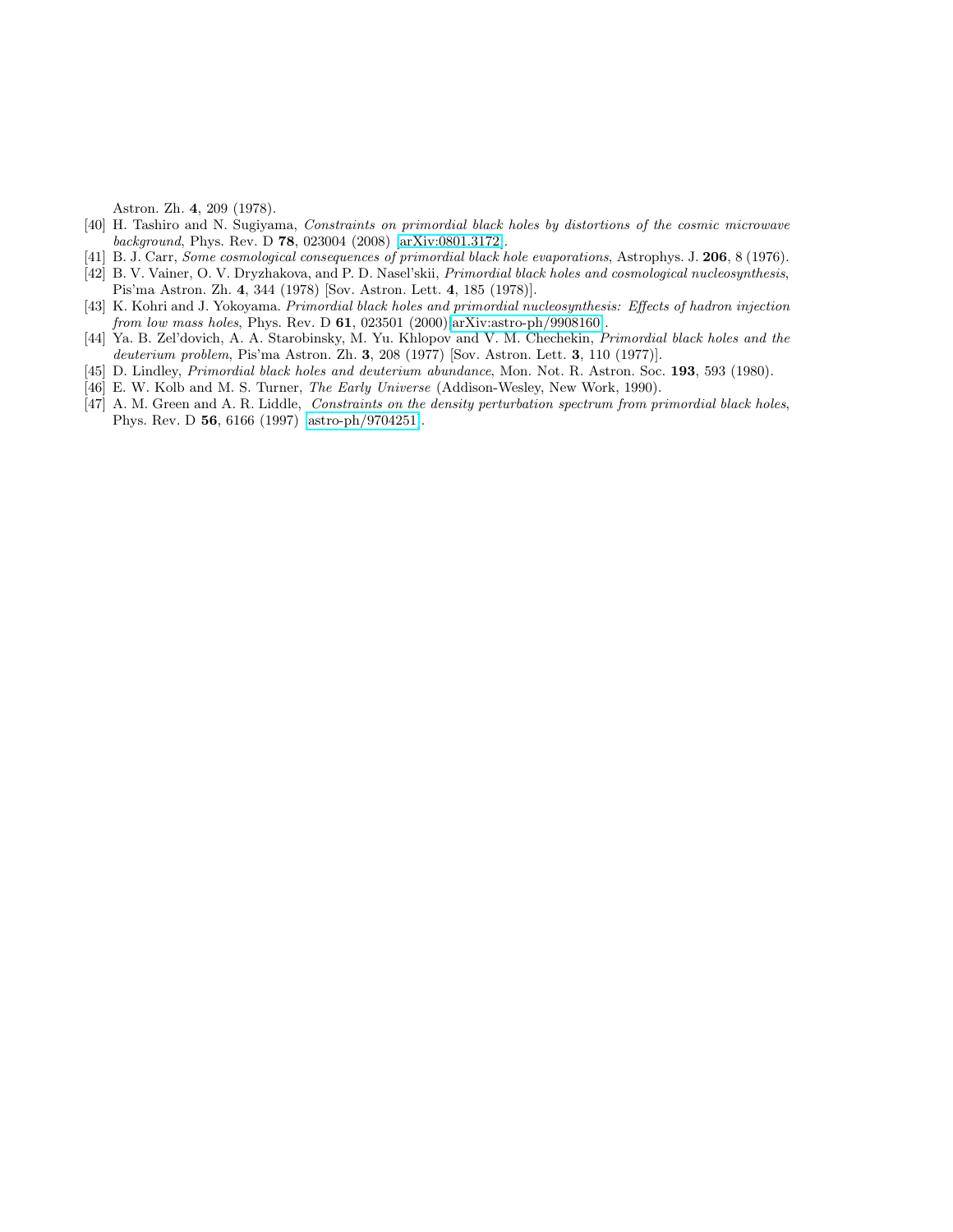Astron. Zh. **4**, 209 (1978).

[40] H. Tashiro and N. Sugiyama, *Constraints on primordial black holes by distortions of the cosmic microwave background*, Phys. Rev. D **78**, 023004 (2008) [arXiv:0801.3172].

[41] B. J. Carr, *Some cosmological consequences of primordial black hole evaporations*, Astrophys. J. **206**, 8 (1976).

[42] B. V. Vainer, O. V. Dryzhakova, and P. D. Nasel'skii, *Primordial black holes and cosmological nucleosynthesis*, Pis'ma Astron. Zh. **4**, 344 (1978) [Sov. Astron. Lett. **4**, 185 (1978)].

[43] K. Kohri and J. Yokoyama. *Primordial black holes and primordial nucleosynthesis: Effects of hadron injection from low mass holes*, Phys. Rev. D **61**, 023501 (2000)[arXiv:astro-ph/9908160].

[44] Ya. B. Zel'dovich, A. A. Starobinsky, M. Yu. Khlopov and V. M. Chechekin, *Primordial black holes and the deuterium problem*, Pis'ma Astron. Zh. **3**, 208 (1977) [Sov. Astron. Lett. **3**, 110 (1977)].

[45] D. Lindley, *Primordial black holes and deuterium abundance*, Mon. Not. R. Astron. Soc. **193**, 593 (1980).

[46] E. W. Kolb and M. S. Turner, *The Early Universe* (Addison-Wesley, New Work, 1990).

[47] A. M. Green and A. R. Liddle, *Constraints on the density perturbation spectrum from primordial black holes*, Phys. Rev. D **56**, 6166 (1997) [astro-ph/9704251].